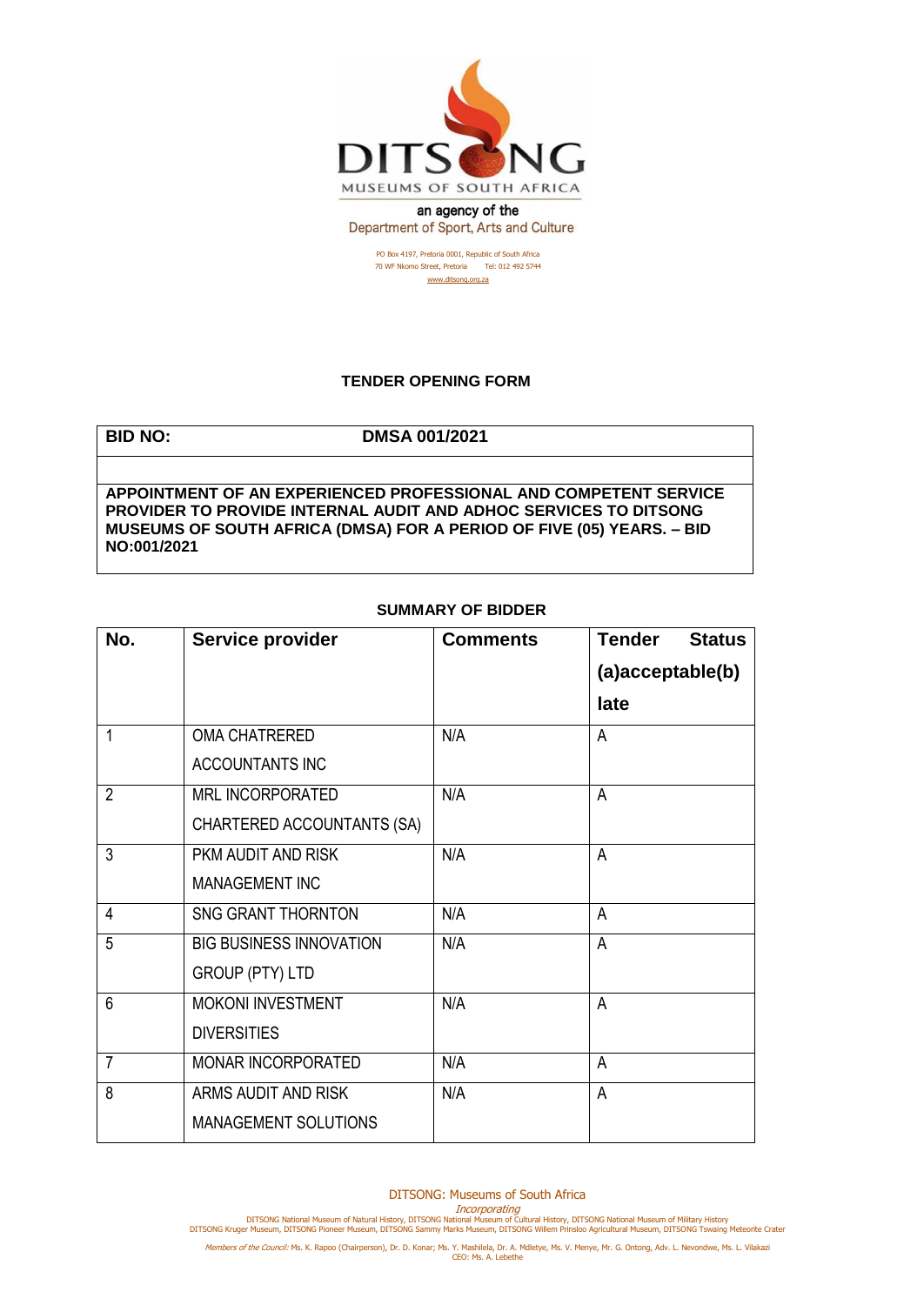DITSONG

MUSEUMS OF SOUTH AFRICA

an agency of the
Department of Sport, Arts and Culture

PO Box 4197, Pretoria 0001, Republic of South Africa
70 WF Nkomo Street, Pretoria Tel: 012 492 5744
www.ditsong.org.za

## TENDER OPENING FORM

| **BID NO:** | **DMSA 001/2021** |
|---|---|
| | |
| **APPOINTMENT OF AN EXPERIENCED PROFESSIONAL AND COMPETENT SERVICE PROVIDER TO PROVIDE INTERNAL AUDIT AND ADHOC SERVICES TO DITSONG MUSEUMS OF SOUTH AFRICA (DMSA) FOR A PERIOD OF FIVE (05) YEARS. – BID NO:001/2021** | |

### SUMMARY OF BIDDER

| No. | Service provider | Comments | Tender Status (a)acceptable(b) late |
|---|---|---|---|
| 1 | OMA CHATRERED ACCOUNTANTS INC | N/A | A |
| 2 | MRL INCORPORATED CHARTERED ACCOUNTANTS (SA) | N/A | A |
| 3 | PKM AUDIT AND RISK MANAGEMENT INC | N/A | A |
| 4 | SNG GRANT THORNTON | N/A | A |
| 5 | BIG BUSINESS INNOVATION GROUP (PTY) LTD | N/A | A |
| 6 | MOKONI INVESTMENT DIVERSITIES | N/A | A |
| 7 | MONAR INCORPORATED | N/A | A |
| 8 | ARMS AUDIT AND RISK MANAGEMENT SOLUTIONS | N/A | A |

DITSONG: Museums of South Africa
*Incorporating*
DITSONG National Museum of Natural History, DITSONG National Museum of Cultural History, DITSONG National Museum of Military History
DITSONG Kruger Museum, DITSONG Pioneer Museum, DITSONG Sammy Marks Museum, DITSONG Willem Prinsloo Agricultural Museum, DITSONG Tswaing Meteorite Crater

*Members of the Council:* Ms. K. Rapoo (Chairperson), Dr. D. Konar; Ms. Y. Mashilela, Dr. A. Mdletye, Ms. V. Menye, Mr. G. Ontong, Adv. L. Nevondwe, Ms. L. Vilakazi
CEO: Ms. A. Lebethe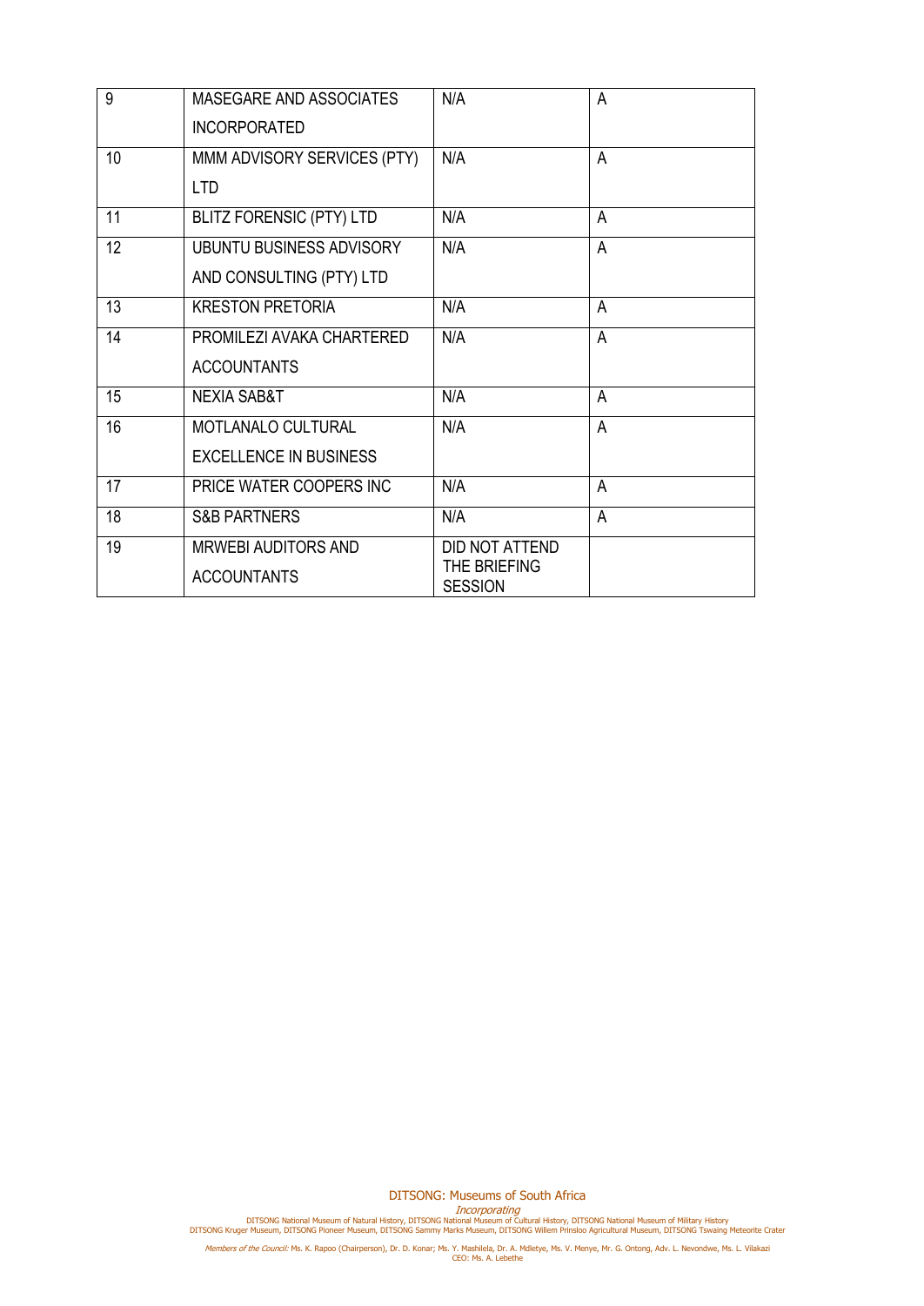| | | | |
|---|---|---|---|
| 9 | MASEGARE AND ASSOCIATES INCORPORATED | N/A | A |
| 10 | MMM ADVISORY SERVICES (PTY) LTD | N/A | A |
| 11 | BLITZ FORENSIC (PTY) LTD | N/A | A |
| 12 | UBUNTU BUSINESS ADVISORY AND CONSULTING (PTY) LTD | N/A | A |
| 13 | KRESTON PRETORIA | N/A | A |
| 14 | PROMILEZI AVAKA CHARTERED ACCOUNTANTS | N/A | A |
| 15 | NEXIA SAB&T | N/A | A |
| 16 | MOTLANALO CULTURAL EXCELLENCE IN BUSINESS | N/A | A |
| 17 | PRICE WATER COOPERS INC | N/A | A |
| 18 | S&B PARTNERS | N/A | A |
| 19 | MRWEBI AUDITORS AND ACCOUNTANTS | DID NOT ATTEND THE BRIEFING SESSION | |

DITSONG: Museums of South Africa

*Incorporating*

DITSONG National Museum of Natural History, DITSONG National Museum of Cultural History, DITSONG National Museum of Military History
DITSONG Kruger Museum, DITSONG Pioneer Museum, DITSONG Sammy Marks Museum, DITSONG Willem Prinsloo Agricultural Museum, DITSONG Tswaing Meteorite Crater

*Members of the Council:* Ms. K. Rapoo (Chairperson), Dr. D. Konar; Ms. Y. Mashilela, Dr. A. Mdletye, Ms. V. Menye, Mr. G. Ontong, Adv. L. Nevondwe, Ms. L. Vilakazi
CEO: Ms. A. Lebethe